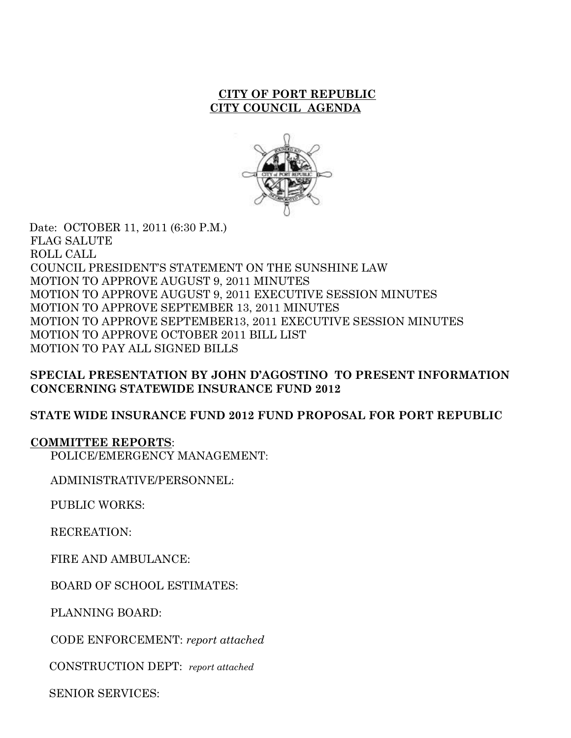# CITY OF PORT REPUBLIC
## CITY COUNCIL AGENDA

Date: OCTOBER 11, 2011 (6:30 P.M.)
FLAG SALUTE
ROLL CALL
COUNCIL PRESIDENT'S STATEMENT ON THE SUNSHINE LAW
MOTION TO APPROVE AUGUST 9, 2011 MINUTES
MOTION TO APPROVE AUGUST 9, 2011 EXECUTIVE SESSION MINUTES
MOTION TO APPROVE SEPTEMBER 13, 2011 MINUTES
MOTION TO APPROVE SEPTEMBER13, 2011 EXECUTIVE SESSION MINUTES
MOTION TO APPROVE OCTOBER 2011 BILL LIST
MOTION TO PAY ALL SIGNED BILLS

**SPECIAL PRESENTATION BY JOHN D'AGOSTINO TO PRESENT INFORMATION CONCERNING STATEWIDE INSURANCE FUND 2012**

**STATE WIDE INSURANCE FUND 2012 FUND PROPOSAL FOR PORT REPUBLIC**

**COMMITTEE REPORTS**:

POLICE/EMERGENCY MANAGEMENT:

ADMINISTRATIVE/PERSONNEL:

PUBLIC WORKS:

RECREATION:

FIRE AND AMBULANCE:

BOARD OF SCHOOL ESTIMATES:

PLANNING BOARD:

CODE ENFORCEMENT: *report attached*

CONSTRUCTION DEPT: *report attached*

SENIOR SERVICES: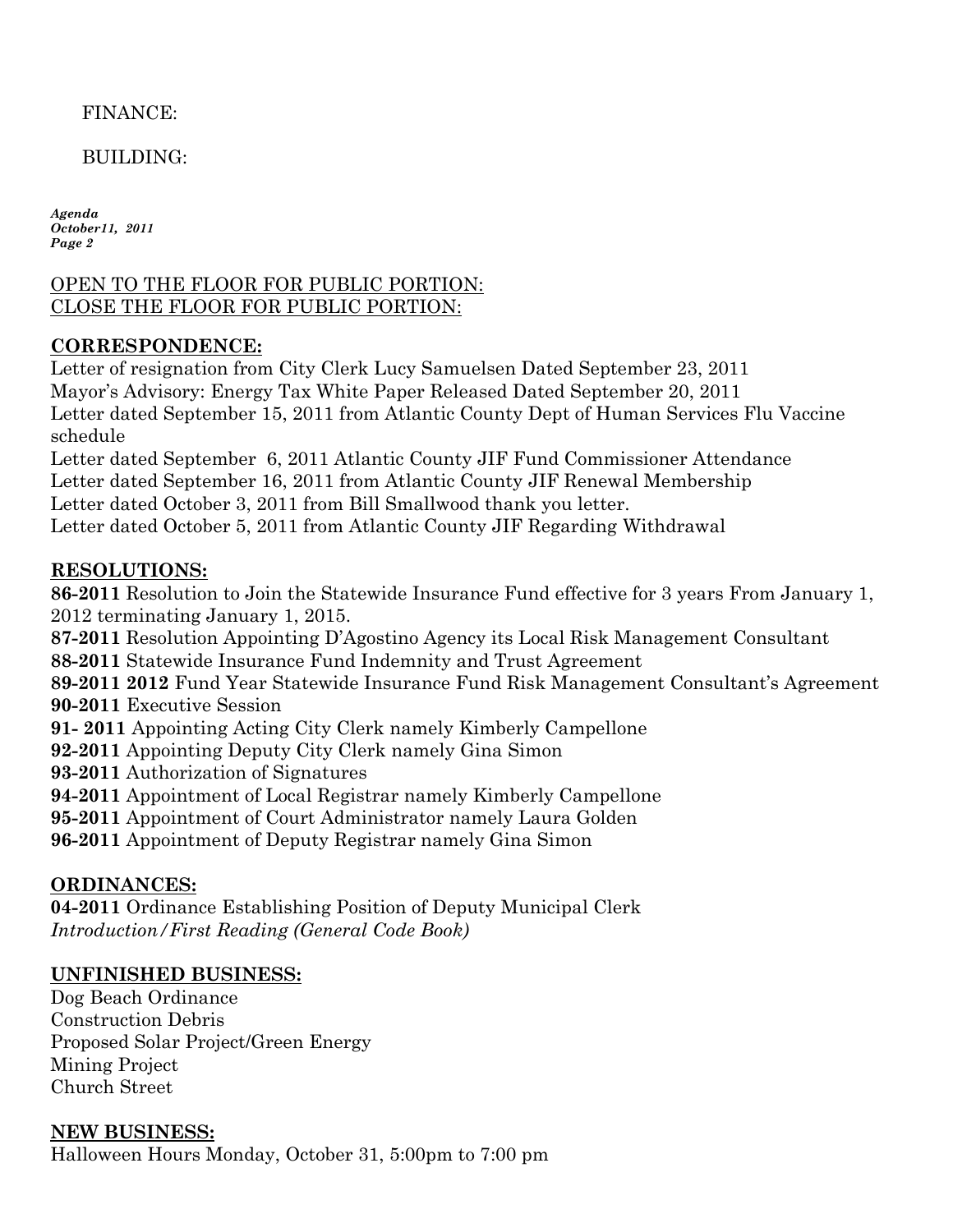FINANCE:

BUILDING:

OPEN TO THE FLOOR FOR PUBLIC PORTION:
CLOSE THE FLOOR FOR PUBLIC PORTION:

**CORRESPONDENCE:**

Letter of resignation from City Clerk Lucy Samuelsen Dated September 23, 2011
Mayor's Advisory: Energy Tax White Paper Released Dated September 20, 2011
Letter dated September 15, 2011 from Atlantic County Dept of Human Services Flu Vaccine schedule
Letter dated September 6, 2011 Atlantic County JIF Fund Commissioner Attendance
Letter dated September 16, 2011 from Atlantic County JIF Renewal Membership
Letter dated October 3, 2011 from Bill Smallwood thank you letter.
Letter dated October 5, 2011 from Atlantic County JIF Regarding Withdrawal

**RESOLUTIONS:**

**86-2011** Resolution to Join the Statewide Insurance Fund effective for 3 years From January 1, 2012 terminating January 1, 2015.
**87-2011** Resolution Appointing D'Agostino Agency its Local Risk Management Consultant
**88-2011** Statewide Insurance Fund Indemnity and Trust Agreement
**89-2011 2012** Fund Year Statewide Insurance Fund Risk Management Consultant's Agreement
**90-2011** Executive Session
**91- 2011** Appointing Acting City Clerk namely Kimberly Campellone
**92-2011** Appointing Deputy City Clerk namely Gina Simon
**93-2011** Authorization of Signatures
**94-2011** Appointment of Local Registrar namely Kimberly Campellone
**95-2011** Appointment of Court Administrator namely Laura Golden
**96-2011** Appointment of Deputy Registrar namely Gina Simon

**ORDINANCES:**

**04-2011** Ordinance Establishing Position of Deputy Municipal Clerk
*Introduction/First Reading (General Code Book)*

**UNFINISHED BUSINESS:**

Dog Beach Ordinance
Construction Debris
Proposed Solar Project/Green Energy
Mining Project
Church Street

**NEW BUSINESS:**

Halloween Hours Monday, October 31, 5:00pm to 7:00 pm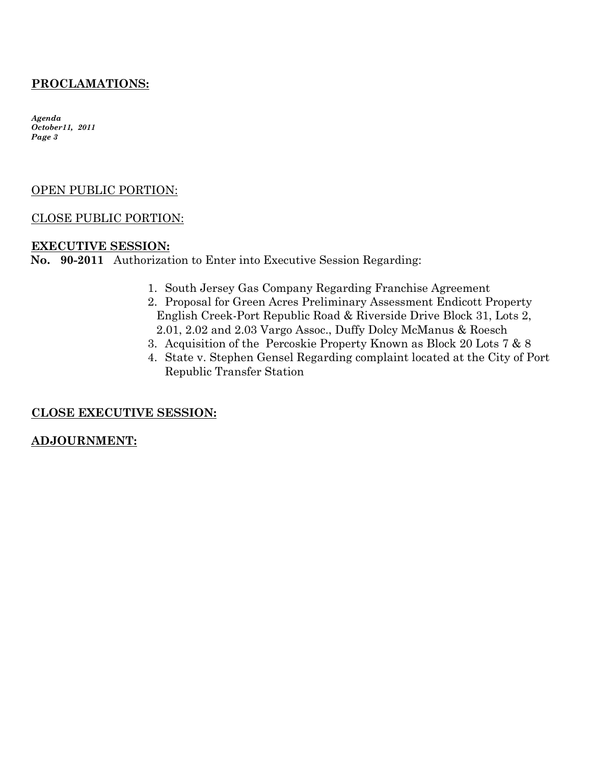**PROCLAMATIONS:**

OPEN PUBLIC PORTION:

CLOSE PUBLIC PORTION:

**EXECUTIVE SESSION:**

**No. 90-2011** Authorization to Enter into Executive Session Regarding:

1. South Jersey Gas Company Regarding Franchise Agreement
2. Proposal for Green Acres Preliminary Assessment Endicott Property English Creek-Port Republic Road & Riverside Drive Block 31, Lots 2, 2.01, 2.02 and 2.03 Vargo Assoc., Duffy Dolcy McManus & Roesch
3. Acquisition of the Percoskie Property Known as Block 20 Lots 7 & 8
4. State v. Stephen Gensel Regarding complaint located at the City of Port Republic Transfer Station

**CLOSE EXECUTIVE SESSION:**

**ADJOURNMENT:**